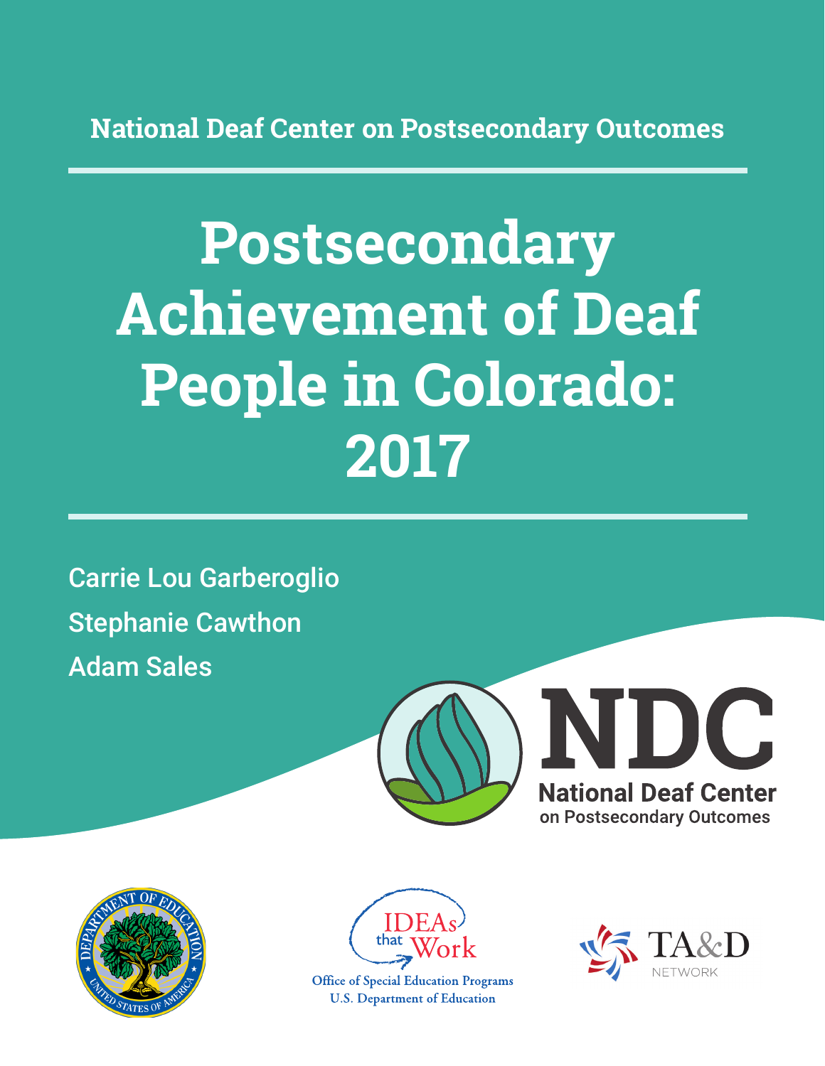National Deaf Center on Postsecondary Outcomes

# Postsecondary Achievement of Deaf People in Colorado: 2017

Carrie Lou Garberoglio

Stephanie Cawthon

Adam Sales

NDC

National Deaf Center on Postsecondary Outcomes

IDEAs that Work

Office of Special Education Programs
U.S. Department of Education

TA&D NETWORK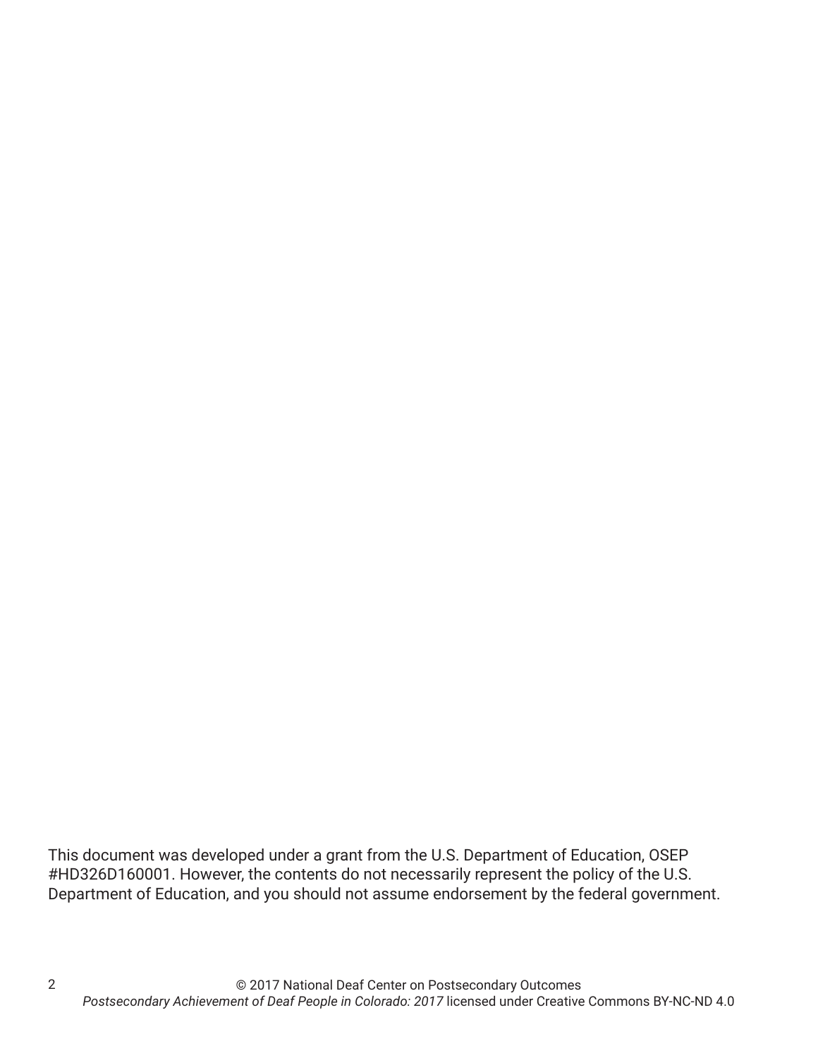This document was developed under a grant from the U.S. Department of Education, OSEP #HD326D160001. However, the contents do not necessarily represent the policy of the U.S. Department of Education, and you should not assume endorsement by the federal government.

© 2017 National Deaf Center on Postsecondary Outcomes
*Postsecondary Achievement of Deaf People in Colorado: 2017* licensed under Creative Commons BY-NC-ND 4.0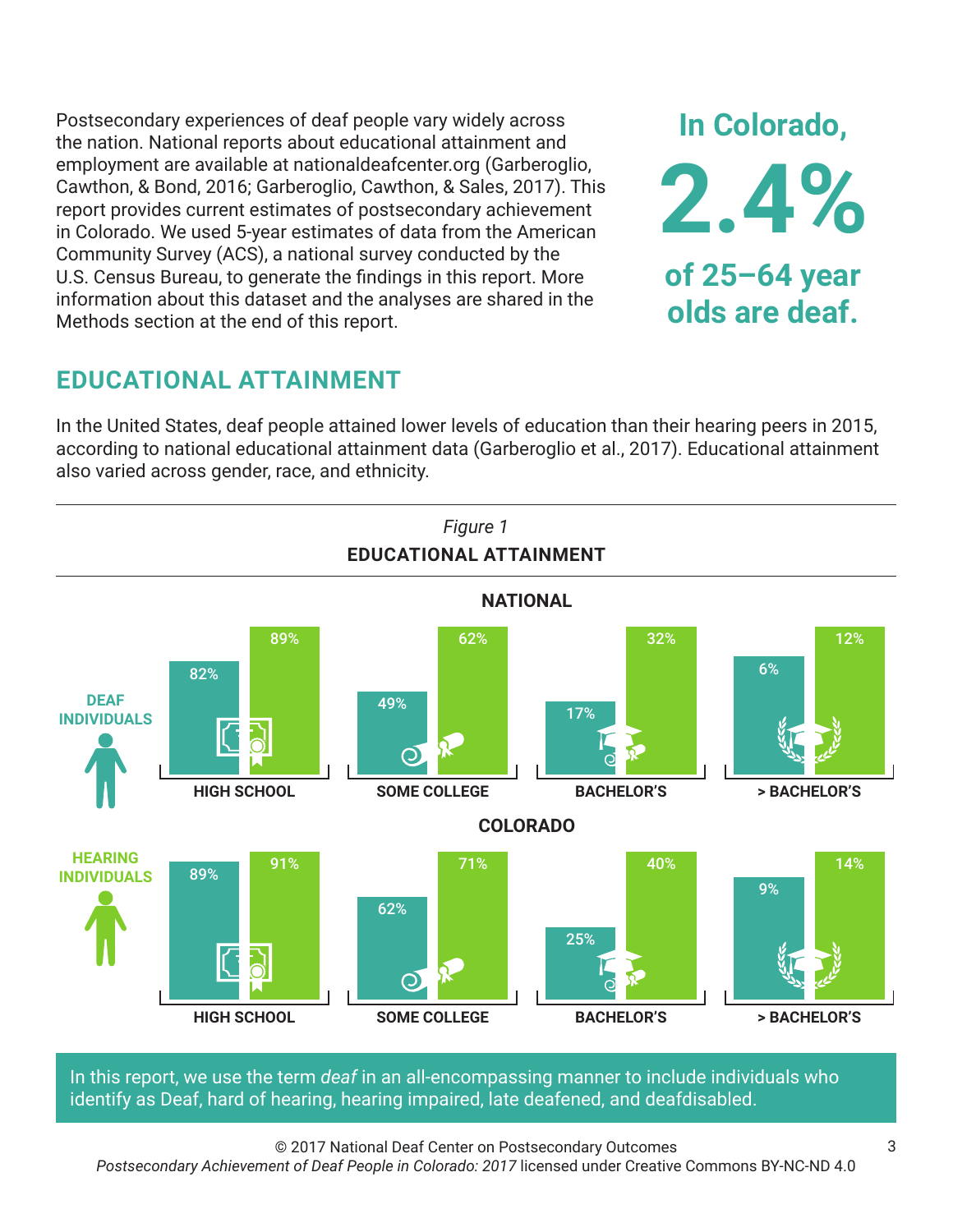Postsecondary experiences of deaf people vary widely across the nation. National reports about educational attainment and employment are available at nationaldeafcenter.org (Garberoglio, Cawthon, & Bond, 2016; Garberoglio, Cawthon, & Sales, 2017). This report provides current estimates of postsecondary achievement in Colorado. We used 5-year estimates of data from the American Community Survey (ACS), a national survey conducted by the U.S. Census Bureau, to generate the findings in this report. More information about this dataset and the analyses are shared in the Methods section at the end of this report.

**In Colorado, 2.4% of 25–64 year olds are deaf.**

## EDUCATIONAL ATTAINMENT

In the United States, deaf people attained lower levels of education than their hearing peers in 2015, according to national educational attainment data (Garberoglio et al., 2017). Educational attainment also varied across gender, race, and ethnicity.

*Figure 1*

**EDUCATIONAL ATTAINMENT**

**NATIONAL**

| | HIGH SCHOOL | SOME COLLEGE | BACHELOR'S | > BACHELOR'S |
|---|---|---|---|---|
| DEAF INDIVIDUALS | 82% | 49% | 17% | 6% |
| HEARING INDIVIDUALS | 89% | 62% | 32% | 12% |

**COLORADO**

| | HIGH SCHOOL | SOME COLLEGE | BACHELOR'S | > BACHELOR'S |
|---|---|---|---|---|
| DEAF INDIVIDUALS | 89% | 62% | 25% | 9% |
| HEARING INDIVIDUALS | 91% | 71% | 40% | 14% |

In this report, we use the term *deaf* in an all-encompassing manner to include individuals who identify as Deaf, hard of hearing, hearing impaired, late deafened, and deafdisabled.

© 2017 National Deaf Center on Postsecondary Outcomes
*Postsecondary Achievement of Deaf People in Colorado: 2017* licensed under Creative Commons BY-NC-ND 4.0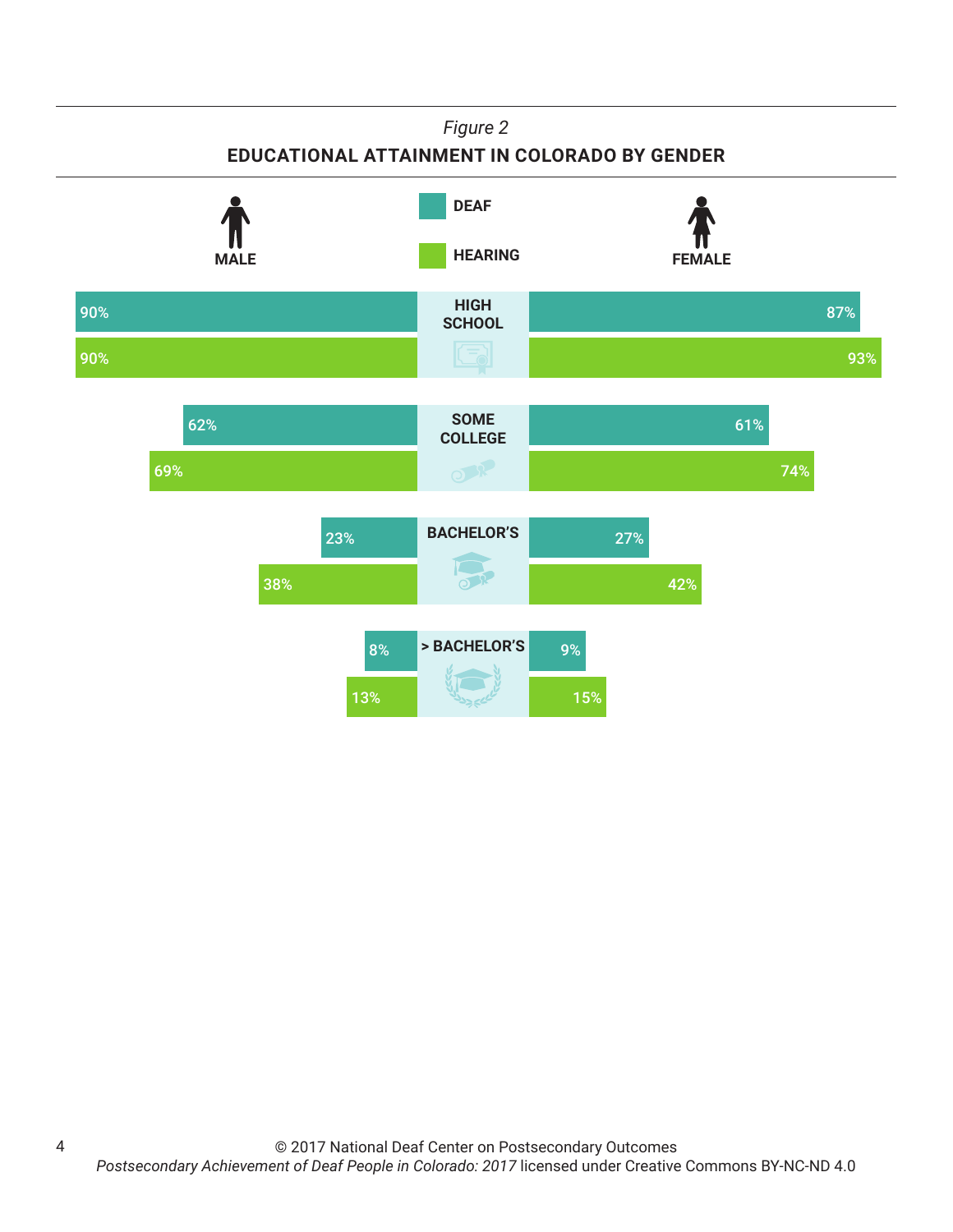*Figure 2*

**EDUCATIONAL ATTAINMENT IN COLORADO BY GENDER**

| | MALE | | FEMALE | |
|---|---|---|---|---|
| | DEAF | HEARING | DEAF | HEARING |
| HIGH SCHOOL | 90% | 90% | 87% | 93% |
| SOME COLLEGE | 62% | 69% | 61% | 74% |
| BACHELOR'S | 23% | 38% | 27% | 42% |
| > BACHELOR'S | 8% | 13% | 9% | 15% |

© 2017 National Deaf Center on Postsecondary Outcomes
*Postsecondary Achievement of Deaf People in Colorado: 2017* licensed under Creative Commons BY-NC-ND 4.0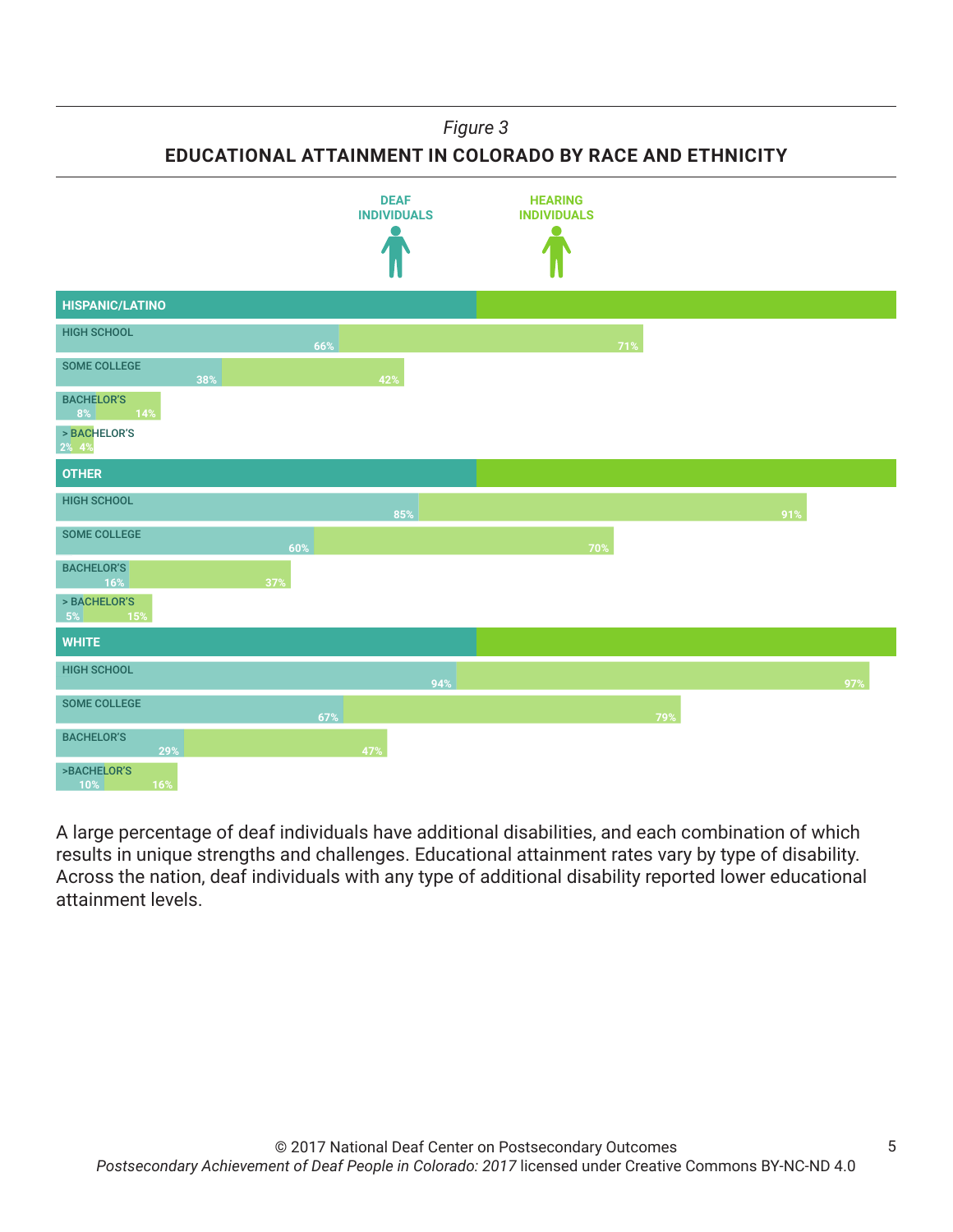*Figure 3*

**EDUCATIONAL ATTAINMENT IN COLORADO BY RACE AND ETHNICITY**

| | DEAF INDIVIDUALS | HEARING INDIVIDUALS |
|---|---|---|
| **HISPANIC/LATINO** | | |
| HIGH SCHOOL | 66% | 71% |
| SOME COLLEGE | 38% | 42% |
| BACHELOR'S | 8% | 14% |
| > BACHELOR'S | 2% | 4% |
| **OTHER** | | |
| HIGH SCHOOL | 85% | 91% |
| SOME COLLEGE | 60% | 70% |
| BACHELOR'S | 16% | 37% |
| > BACHELOR'S | 5% | 15% |
| **WHITE** | | |
| HIGH SCHOOL | 94% | 97% |
| SOME COLLEGE | 67% | 79% |
| BACHELOR'S | 29% | 47% |
| >BACHELOR'S | 10% | 16% |

A large percentage of deaf individuals have additional disabilities, and each combination of which results in unique strengths and challenges. Educational attainment rates vary by type of disability. Across the nation, deaf individuals with any type of additional disability reported lower educational attainment levels.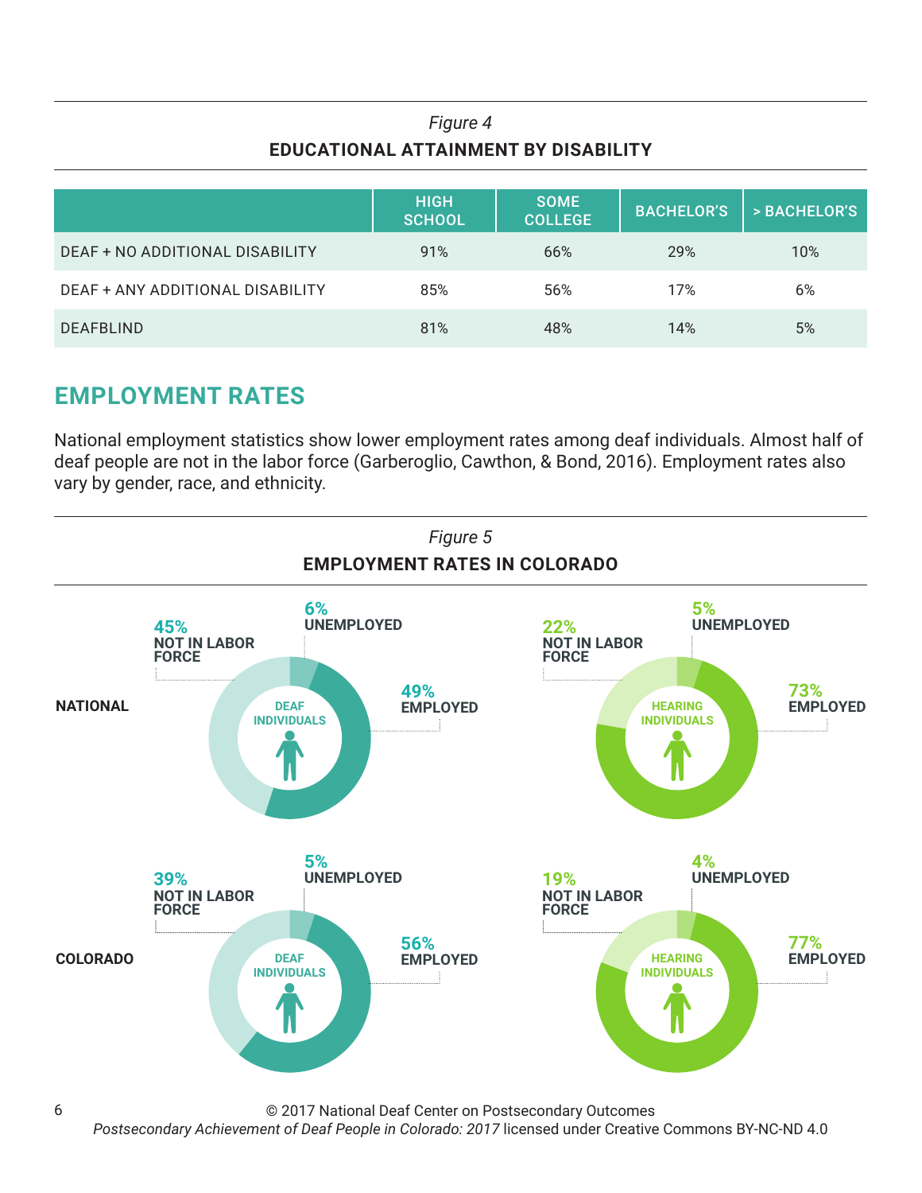*Figure 4*

**EDUCATIONAL ATTAINMENT BY DISABILITY**

| | HIGH SCHOOL | SOME COLLEGE | BACHELOR'S | > BACHELOR'S |
|---|---|---|---|---|
| DEAF + NO ADDITIONAL DISABILITY | 91% | 66% | 29% | 10% |
| DEAF + ANY ADDITIONAL DISABILITY | 85% | 56% | 17% | 6% |
| DEAFBLIND | 81% | 48% | 14% | 5% |

## EMPLOYMENT RATES

National employment statistics show lower employment rates among deaf individuals. Almost half of deaf people are not in the labor force (Garberoglio, Cawthon, & Bond, 2016). Employment rates also vary by gender, race, and ethnicity.

*Figure 5*

**EMPLOYMENT RATES IN COLORADO**

| | | EMPLOYED | UNEMPLOYED | NOT IN LABOR FORCE |
|---|---|---|---|---|
| NATIONAL | DEAF INDIVIDUALS | 49% | 6% | 45% |
| NATIONAL | HEARING INDIVIDUALS | 73% | 5% | 22% |
| COLORADO | DEAF INDIVIDUALS | 56% | 5% | 39% |
| COLORADO | HEARING INDIVIDUALS | 77% | 4% | 19% |

© 2017 National Deaf Center on Postsecondary Outcomes
*Postsecondary Achievement of Deaf People in Colorado: 2017* licensed under Creative Commons BY-NC-ND 4.0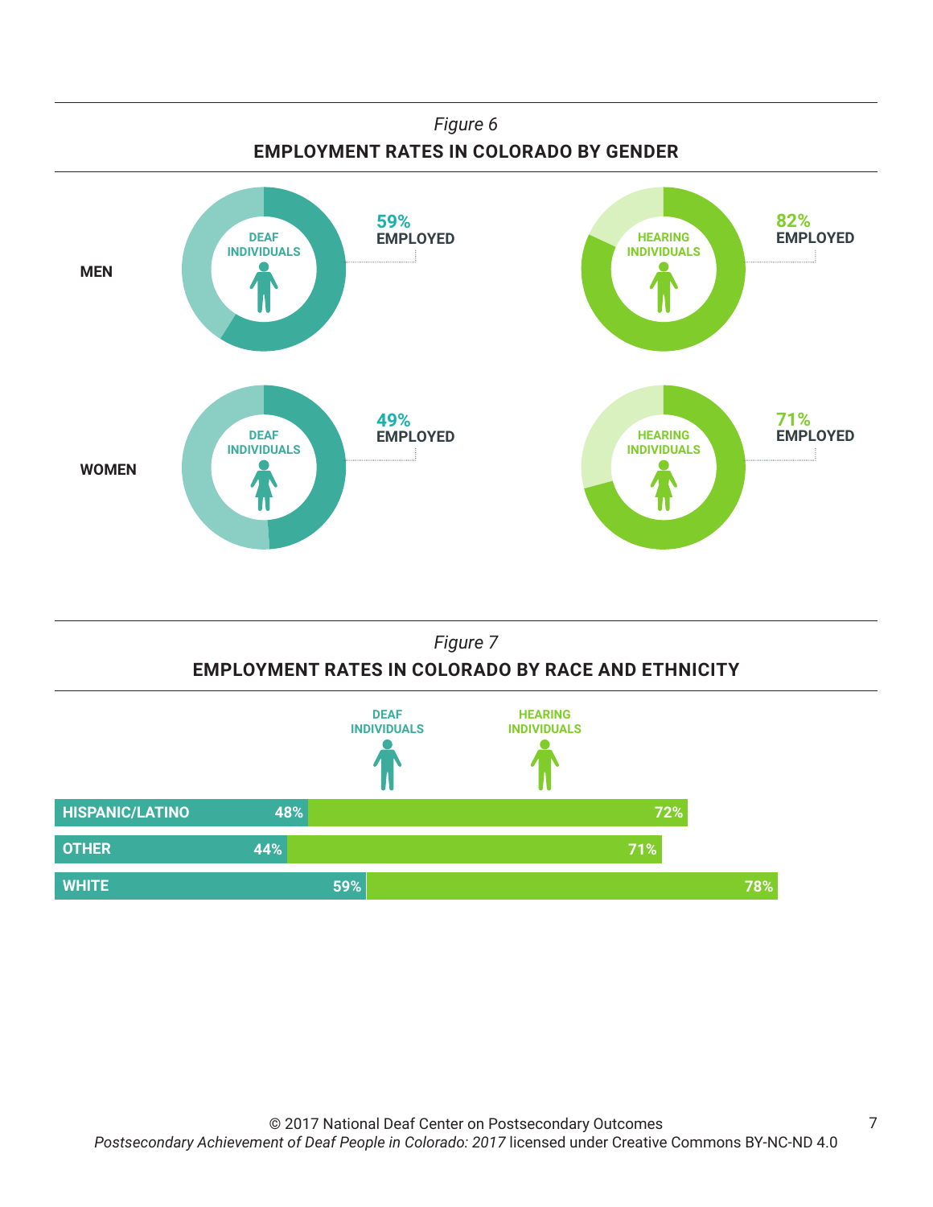*Figure 6*

**EMPLOYMENT RATES IN COLORADO BY GENDER**

| | Deaf Individuals | Hearing Individuals |
|---|---|---|
| MEN | 59% EMPLOYED | 82% EMPLOYED |
| WOMEN | 49% EMPLOYED | 71% EMPLOYED |

*Figure 7*

**EMPLOYMENT RATES IN COLORADO BY RACE AND ETHNICITY**

| | Deaf Individuals | Hearing Individuals |
|---|---|---|
| HISPANIC/LATINO | 48% | 72% |
| OTHER | 44% | 71% |
| WHITE | 59% | 78% |

© 2017 National Deaf Center on Postsecondary Outcomes
*Postsecondary Achievement of Deaf People in Colorado: 2017* licensed under Creative Commons BY-NC-ND 4.0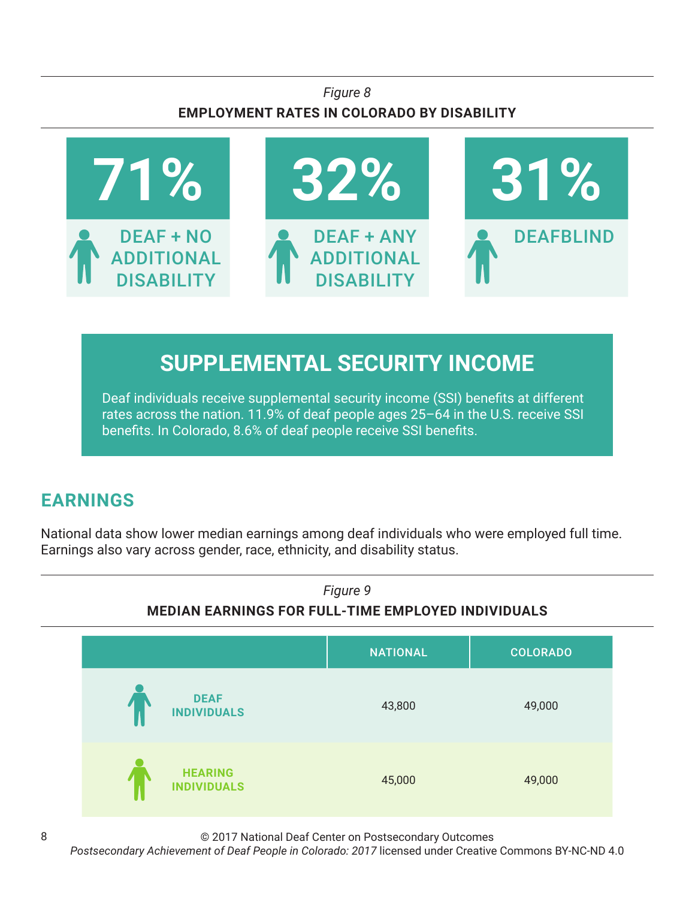*Figure 8*

**EMPLOYMENT RATES IN COLORADO BY DISABILITY**

| 71% | 32% | 31% |
|---|---|---|
| DEAF + NO ADDITIONAL DISABILITY | DEAF + ANY ADDITIONAL DISABILITY | DEAFBLIND |

## SUPPLEMENTAL SECURITY INCOME

Deaf individuals receive supplemental security income (SSI) benefits at different rates across the nation. 11.9% of deaf people ages 25–64 in the U.S. receive SSI benefits. In Colorado, 8.6% of deaf people receive SSI benefits.

## EARNINGS

National data show lower median earnings among deaf individuals who were employed full time. Earnings also vary across gender, race, ethnicity, and disability status.

*Figure 9*

**MEDIAN EARNINGS FOR FULL-TIME EMPLOYED INDIVIDUALS**

| | NATIONAL | COLORADO |
|---|---|---|
| **DEAF INDIVIDUALS** | 43,800 | 49,000 |
| **HEARING INDIVIDUALS** | 45,000 | 49,000 |

© 2017 National Deaf Center on Postsecondary Outcomes
*Postsecondary Achievement of Deaf People in Colorado: 2017* licensed under Creative Commons BY-NC-ND 4.0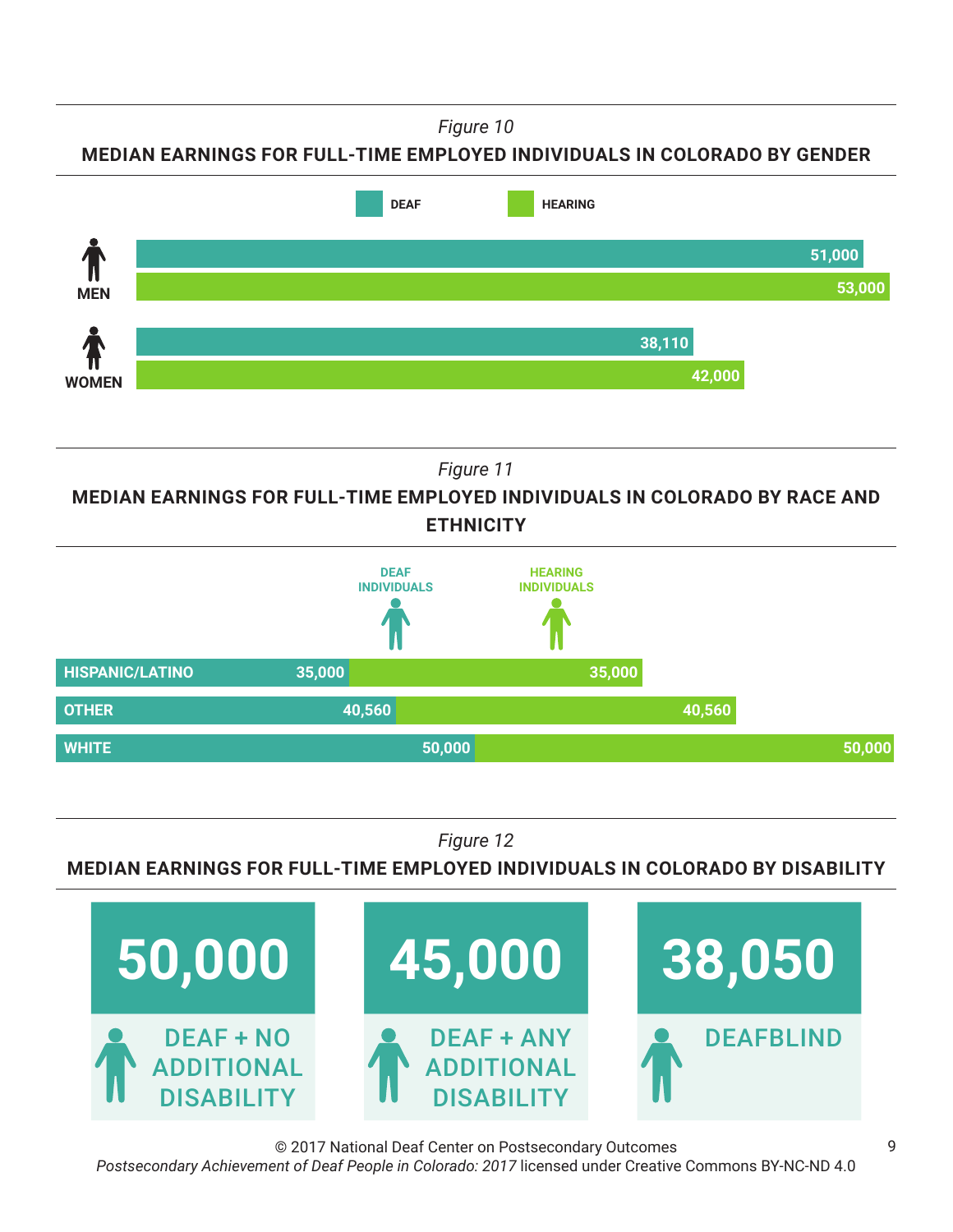*Figure 10*

**MEDIAN EARNINGS FOR FULL-TIME EMPLOYED INDIVIDUALS IN COLORADO BY GENDER**

| | DEAF | HEARING |
|---|---|---|
| MEN | 51,000 | 53,000 |
| WOMEN | 38,110 | 42,000 |

*Figure 11*

**MEDIAN EARNINGS FOR FULL-TIME EMPLOYED INDIVIDUALS IN COLORADO BY RACE AND ETHNICITY**

| | DEAF INDIVIDUALS | HEARING INDIVIDUALS |
|---|---|---|
| HISPANIC/LATINO | 35,000 | 35,000 |
| OTHER | 40,560 | 40,560 |
| WHITE | 50,000 | 50,000 |

*Figure 12*

**MEDIAN EARNINGS FOR FULL-TIME EMPLOYED INDIVIDUALS IN COLORADO BY DISABILITY**

| DEAF + NO ADDITIONAL DISABILITY | DEAF + ANY ADDITIONAL DISABILITY | DEAFBLIND |
|---|---|---|
| 50,000 | 45,000 | 38,050 |

© 2017 National Deaf Center on Postsecondary Outcomes
*Postsecondary Achievement of Deaf People in Colorado: 2017* licensed under Creative Commons BY-NC-ND 4.0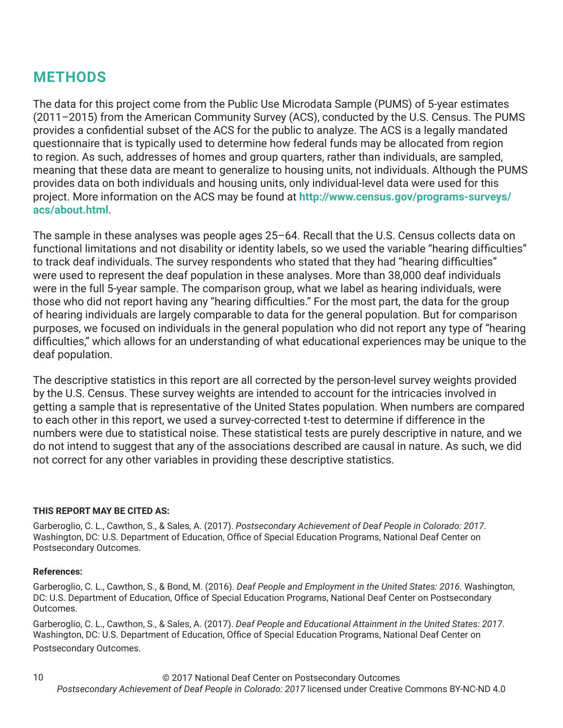## METHODS

The data for this project come from the Public Use Microdata Sample (PUMS) of 5-year estimates (2011–2015) from the American Community Survey (ACS), conducted by the U.S. Census. The PUMS provides a confidential subset of the ACS for the public to analyze. The ACS is a legally mandated questionnaire that is typically used to determine how federal funds may be allocated from region to region. As such, addresses of homes and group quarters, rather than individuals, are sampled, meaning that these data are meant to generalize to housing units, not individuals. Although the PUMS provides data on both individuals and housing units, only individual-level data were used for this project. More information on the ACS may be found at **http://www.census.gov/programs-surveys/acs/about.html**.

The sample in these analyses was people ages 25–64. Recall that the U.S. Census collects data on functional limitations and not disability or identity labels, so we used the variable "hearing difficulties" to track deaf individuals. The survey respondents who stated that they had "hearing difficulties" were used to represent the deaf population in these analyses. More than 38,000 deaf individuals were in the full 5-year sample. The comparison group, what we label as hearing individuals, were those who did not report having any "hearing difficulties." For the most part, the data for the group of hearing individuals are largely comparable to data for the general population. But for comparison purposes, we focused on individuals in the general population who did not report any type of "hearing difficulties," which allows for an understanding of what educational experiences may be unique to the deaf population.

The descriptive statistics in this report are all corrected by the person-level survey weights provided by the U.S. Census. These survey weights are intended to account for the intricacies involved in getting a sample that is representative of the United States population. When numbers are compared to each other in this report, we used a survey-corrected t-test to determine if difference in the numbers were due to statistical noise. These statistical tests are purely descriptive in nature, and we do not intend to suggest that any of the associations described are causal in nature. As such, we did not correct for any other variables in providing these descriptive statistics.

**THIS REPORT MAY BE CITED AS:**

Garberoglio, C. L., Cawthon, S., & Sales, A. (2017). *Postsecondary Achievement of Deaf People in Colorado: 2017*. Washington, DC: U.S. Department of Education, Office of Special Education Programs, National Deaf Center on Postsecondary Outcomes.

**References:**

Garberoglio, C. L., Cawthon, S., & Bond, M. (2016). *Deaf People and Employment in the United States: 2016*. Washington, DC: U.S. Department of Education, Office of Special Education Programs, National Deaf Center on Postsecondary Outcomes.

Garberoglio, C. L., Cawthon, S., & Sales, A. (2017). *Deaf People and Educational Attainment in the United States: 2017*. Washington, DC: U.S. Department of Education, Office of Special Education Programs, National Deaf Center on Postsecondary Outcomes.

© 2017 National Deaf Center on Postsecondary Outcomes
*Postsecondary Achievement of Deaf People in Colorado: 2017* licensed under Creative Commons BY-NC-ND 4.0